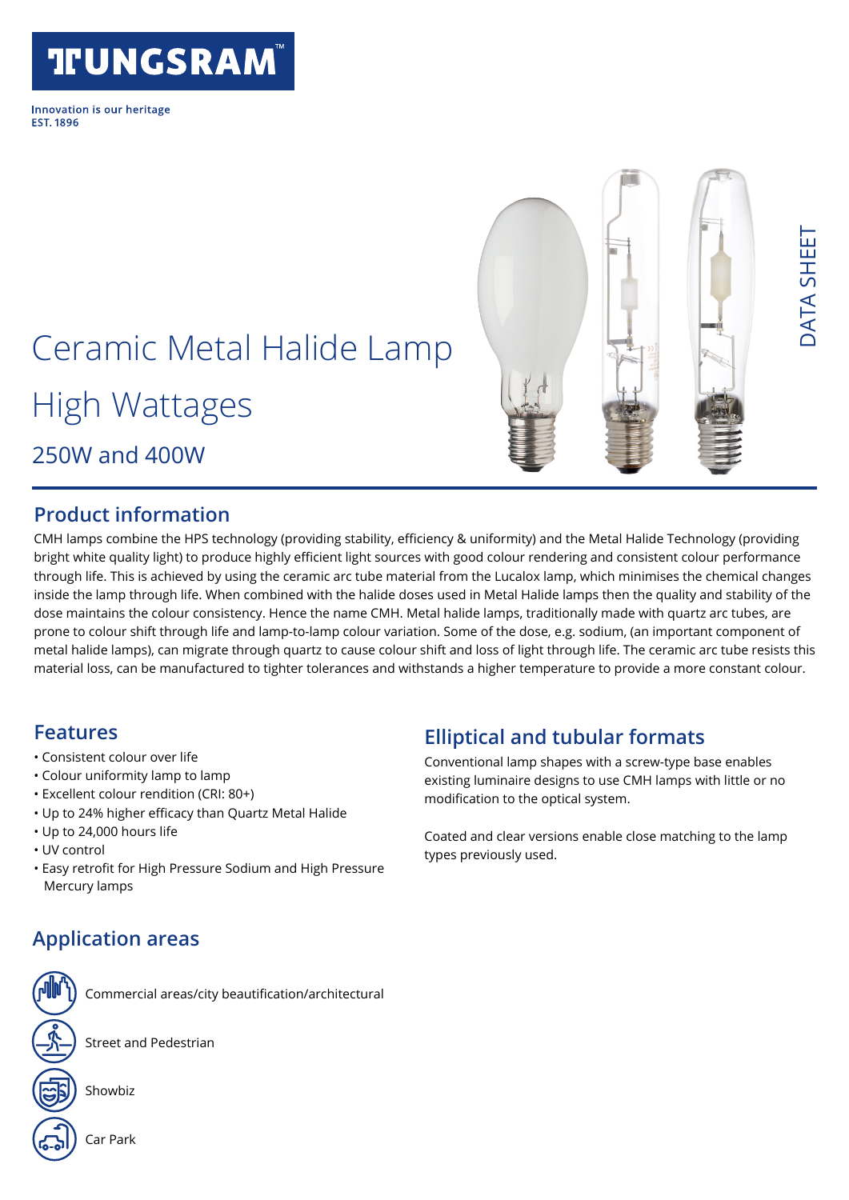TUNGSRAM™

Innovation is our heritage
EST. 1896

DATA SHEET

# Ceramic Metal Halide Lamp High Wattages

## 250W and 400W

## Product information

CMH lamps combine the HPS technology (providing stability, efficiency & uniformity) and the Metal Halide Technology (providing bright white quality light) to produce highly efficient light sources with good colour rendering and consistent colour performance through life. This is achieved by using the ceramic arc tube material from the Lucalox lamp, which minimises the chemical changes inside the lamp through life. When combined with the halide doses used in Metal Halide lamps then the quality and stability of the dose maintains the colour consistency. Hence the name CMH. Metal halide lamps, traditionally made with quartz arc tubes, are prone to colour shift through life and lamp-to-lamp colour variation. Some of the dose, e.g. sodium, (an important component of metal halide lamps), can migrate through quartz to cause colour shift and loss of light through life. The ceramic arc tube resists this material loss, can be manufactured to tighter tolerances and withstands a higher temperature to provide a more constant colour.

## Features

- Consistent colour over life
- Colour uniformity lamp to lamp
- Excellent colour rendition (CRI: 80+)
- Up to 24% higher efficacy than Quartz Metal Halide
- Up to 24,000 hours life
- UV control
- Easy retrofit for High Pressure Sodium and High Pressure Mercury lamps

## Elliptical and tubular formats

Conventional lamp shapes with a screw-type base enables existing luminaire designs to use CMH lamps with little or no modification to the optical system.

Coated and clear versions enable close matching to the lamp types previously used.

## Application areas

- Commercial areas/city beautification/architectural
- Street and Pedestrian
- Showbiz
- Car Park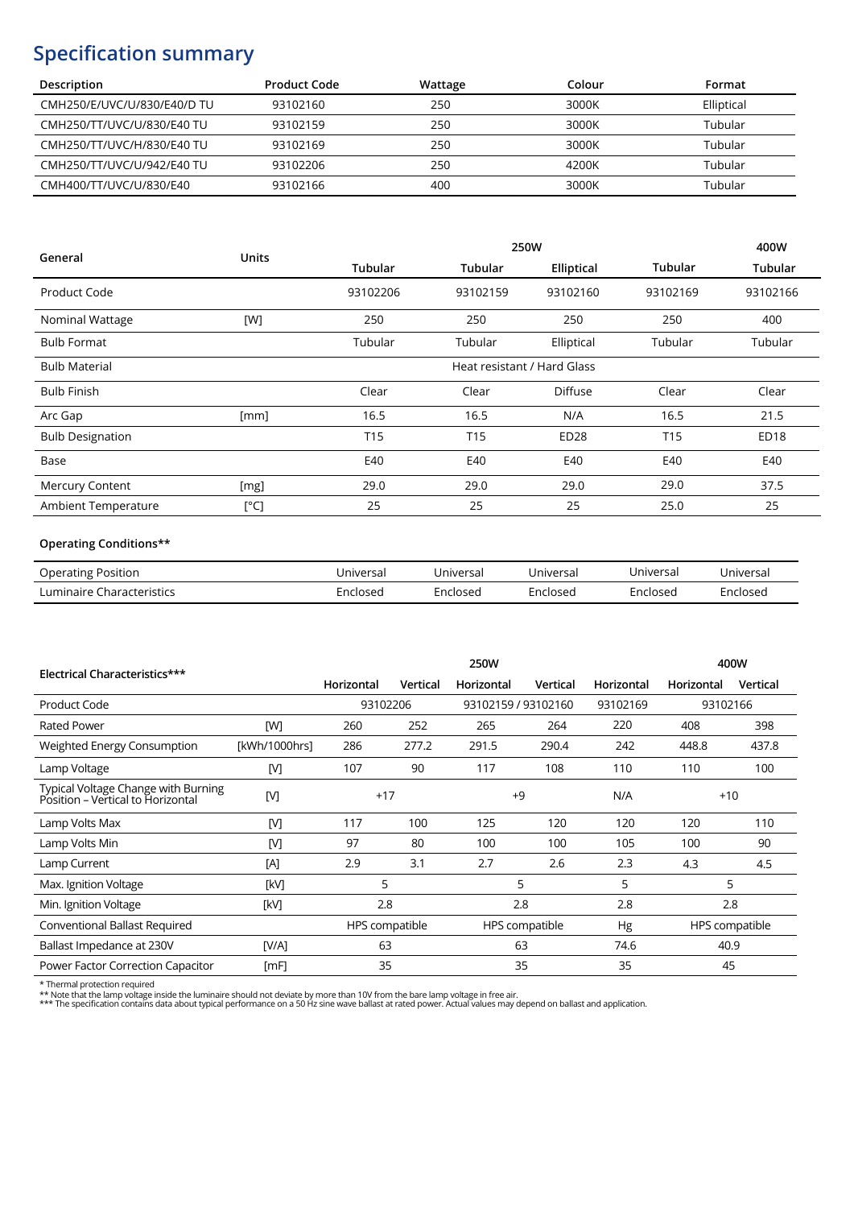## Specification summary

| Description | Product Code | Wattage | Colour | Format |
|---|---|---|---|---|
| CMH250/E/UVC/U/830/E40/D TU | 93102160 | 250 | 3000K | Elliptical |
| CMH250/TT/UVC/U/830/E40 TU | 93102159 | 250 | 3000K | Tubular |
| CMH250/TT/UVC/H/830/E40 TU | 93102169 | 250 | 3000K | Tubular |
| CMH250/TT/UVC/U/942/E40 TU | 93102206 | 250 | 4200K | Tubular |
| CMH400/TT/UVC/U/830/E40 | 93102166 | 400 | 3000K | Tubular |

| General | Units | 250W | | | | 400W |
|---|---|---|---|---|---|---|
| | | Tubular | Tubular | Elliptical | Tubular | Tubular |
| Product Code | | 93102206 | 93102159 | 93102160 | 93102169 | 93102166 |
| Nominal Wattage | [W] | 250 | 250 | 250 | 250 | 400 |
| Bulb Format | | Tubular | Tubular | Elliptical | Tubular | Tubular |
| Bulb Material | | Heat resistant / Hard Glass | | | | |
| Bulb Finish | | Clear | Clear | Diffuse | Clear | Clear |
| Arc Gap | [mm] | 16.5 | 16.5 | N/A | 16.5 | 21.5 |
| Bulb Designation | | T15 | T15 | ED28 | T15 | ED18 |
| Base | | E40 | E40 | E40 | E40 | E40 |
| Mercury Content | [mg] | 29.0 | 29.0 | 29.0 | 29.0 | 37.5 |
| Ambient Temperature | [°C] | 25 | 25 | 25 | 25.0 | 25 |

**Operating Conditions****

| | | | | | |
|---|---|---|---|---|---|
| Operating Position | Universal | Universal | Universal | Universal | Universal |
| Luminaire Characteristics | Enclosed | Enclosed | Enclosed | Enclosed | Enclosed |

| Electrical Characteristics*** | | 250W | | | | | 400W | |
|---|---|---|---|---|---|---|---|---|
| | | Horizontal | Vertical | Horizontal | Vertical | Horizontal | Horizontal | Vertical |
| Product Code | | 93102206 | | 93102159 / 93102160 | | 93102169 | 93102166 | |
| Rated Power | [W] | 260 | 252 | 265 | 264 | 220 | 408 | 398 |
| Weighted Energy Consumption | [kWh/1000hrs] | 286 | 277.2 | 291.5 | 290.4 | 242 | 448.8 | 437.8 |
| Lamp Voltage | [V] | 107 | 90 | 117 | 108 | 110 | 110 | 100 |
| Typical Voltage Change with Burning Position – Vertical to Horizontal | [V] | +17 | | +9 | | N/A | +10 | |
| Lamp Volts Max | [V] | 117 | 100 | 125 | 120 | 120 | 120 | 110 |
| Lamp Volts Min | [V] | 97 | 80 | 100 | 100 | 105 | 100 | 90 |
| Lamp Current | [A] | 2.9 | 3.1 | 2.7 | 2.6 | 2.3 | 4.3 | 4.5 |
| Max. Ignition Voltage | [kV] | 5 | | 5 | | 5 | 5 | |
| Min. Ignition Voltage | [kV] | 2.8 | | 2.8 | | 2.8 | 2.8 | |
| Conventional Ballast Required | | HPS compatible | | HPS compatible | | Hg | HPS compatible | |
| Ballast Impedance at 230V | [V/A] | 63 | | 63 | | 74.6 | 40.9 | |
| Power Factor Correction Capacitor | [mF] | 35 | | 35 | | 35 | 45 | |

\* Thermal protection required

** Note that the lamp voltage inside the luminaire should not deviate by more than 10V from the bare lamp voltage in free air.

*** The specification contains data about typical performance on a 50 Hz sine wave ballast at rated power. Actual values may depend on ballast and application.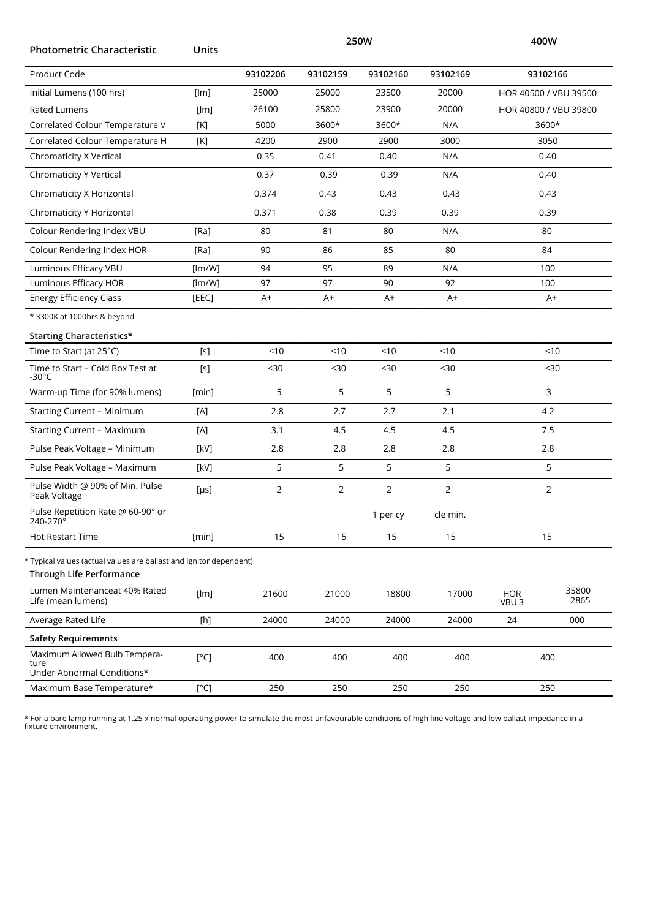| Photometric Characteristic | Units | 250W | | | | 400W |
|---|---|---|---|---|---|---|
| Product Code | | 93102206 | 93102159 | 93102160 | 93102169 | 93102166 |
| Initial Lumens (100 hrs) | [lm] | 25000 | 25000 | 23500 | 20000 | HOR 40500 / VBU 39500 |
| Rated Lumens | [lm] | 26100 | 25800 | 23900 | 20000 | HOR 40800 / VBU 39800 |
| Correlated Colour Temperature V | [K] | 5000 | 3600* | 3600* | N/A | 3600* |
| Correlated Colour Temperature H | [K] | 4200 | 2900 | 2900 | 3000 | 3050 |
| Chromaticity X Vertical | | 0.35 | 0.41 | 0.40 | N/A | 0.40 |
| Chromaticity Y Vertical | | 0.37 | 0.39 | 0.39 | N/A | 0.40 |
| Chromaticity X Horizontal | | 0.374 | 0.43 | 0.43 | 0.43 | 0.43 |
| Chromaticity Y Horizontal | | 0.371 | 0.38 | 0.39 | 0.39 | 0.39 |
| Colour Rendering Index VBU | [Ra] | 80 | 81 | 80 | N/A | 80 |
| Colour Rendering Index HOR | [Ra] | 90 | 86 | 85 | 80 | 84 |
| Luminous Efficacy VBU | [lm/W] | 94 | 95 | 89 | N/A | 100 |
| Luminous Efficacy HOR | [lm/W] | 97 | 97 | 90 | 92 | 100 |
| Energy Efficiency Class | [EEC] | A+ | A+ | A+ | A+ | A+ |

* 3300K at 1000hrs & beyond

| Starting Characteristics* | | | | | | |
|---|---|---|---|---|---|---|
| Time to Start (at 25°C) | [s] | <10 | <10 | <10 | <10 | <10 |
| Time to Start – Cold Box Test at -30°C | [s] | <30 | <30 | <30 | <30 | <30 |
| Warm-up Time (for 90% lumens) | [min] | 5 | 5 | 5 | 5 | 3 |
| Starting Current – Minimum | [A] | 2.8 | 2.7 | 2.7 | 2.1 | 4.2 |
| Starting Current – Maximum | [A] | 3.1 | 4.5 | 4.5 | 4.5 | 7.5 |
| Pulse Peak Voltage – Minimum | [kV] | 2.8 | 2.8 | 2.8 | 2.8 | 2.8 |
| Pulse Peak Voltage – Maximum | [kV] | 5 | 5 | 5 | 5 | 5 |
| Pulse Width @ 90% of Min. Pulse Peak Voltage | [μs] | 2 | 2 | 2 | 2 | 2 |
| Pulse Repetition Rate @ 60-90° or 240-270° | | | | 1 per cycle min. | | |
| Hot Restart Time | [min] | 15 | 15 | 15 | 15 | 15 |

* Typical values (actual values are ballast and ignitor dependent)

| Through Life Performance | | | | | | |
|---|---|---|---|---|---|---|
| Lumen Maintenanceat 40% Rated Life (mean lumens) | [lm] | 21600 | 21000 | 18800 | 17000 | HOR 35800 / VBU 32865 |
| Average Rated Life | [h] | 24000 | 24000 | 24000 | 24000 | 24000 |

| Safety Requirements | | | | | | |
|---|---|---|---|---|---|---|
| Maximum Allowed Bulb Temperature Under Abnormal Conditions* | [°C] | 400 | 400 | 400 | 400 | 400 |
| Maximum Base Temperature* | [°C] | 250 | 250 | 250 | 250 | 250 |

* For a bare lamp running at 1.25 x normal operating power to simulate the most unfavourable conditions of high line voltage and low ballast impedance in a fixture environment.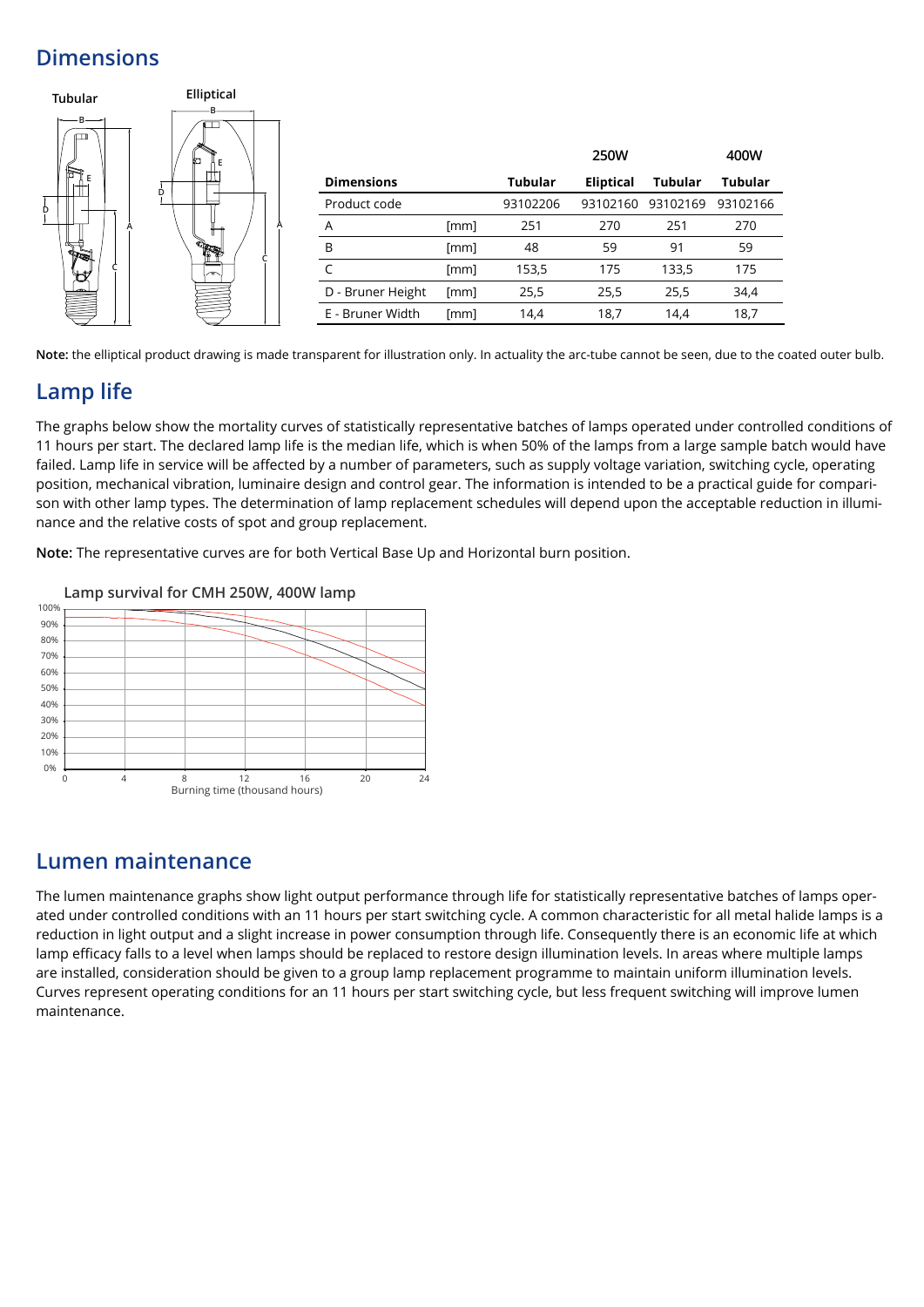## Dimensions

| | | 250W | | | 400W |
|---|---|---|---|---|---|
| **Dimensions** | | **Tubular** | **Eliptical** | **Tubular** | **Tubular** |
| Product code | | 93102206 | 93102160 | 93102169 | 93102166 |
| A | [mm] | 251 | 270 | 251 | 270 |
| B | [mm] | 48 | 59 | 91 | 59 |
| C | [mm] | 153,5 | 175 | 133,5 | 175 |
| D - Bruner Height | [mm] | 25,5 | 25,5 | 25,5 | 34,4 |
| E - Bruner Width | [mm] | 14,4 | 18,7 | 14,4 | 18,7 |

**Note:** the elliptical product drawing is made transparent for illustration only. In actuality the arc-tube cannot be seen, due to the coated outer bulb.

## Lamp life

The graphs below show the mortality curves of statistically representative batches of lamps operated under controlled conditions of 11 hours per start. The declared lamp life is the median life, which is when 50% of the lamps from a large sample batch would have failed. Lamp life in service will be affected by a number of parameters, such as supply voltage variation, switching cycle, operating position, mechanical vibration, luminaire design and control gear. The information is intended to be a practical guide for comparison with other lamp types. The determination of lamp replacement schedules will depend upon the acceptable reduction in illuminance and the relative costs of spot and group replacement.

**Note:** The representative curves are for both Vertical Base Up and Horizontal burn position.

Lamp survival for CMH 250W, 400W lamp

## Lumen maintenance

The lumen maintenance graphs show light output performance through life for statistically representative batches of lamps operated under controlled conditions with an 11 hours per start switching cycle. A common characteristic for all metal halide lamps is a reduction in light output and a slight increase in power consumption through life. Consequently there is an economic life at which lamp efficacy falls to a level when lamps should be replaced to restore design illumination levels. In areas where multiple lamps are installed, consideration should be given to a group lamp replacement programme to maintain uniform illumination levels. Curves represent operating conditions for an 11 hours per start switching cycle, but less frequent switching will improve lumen maintenance.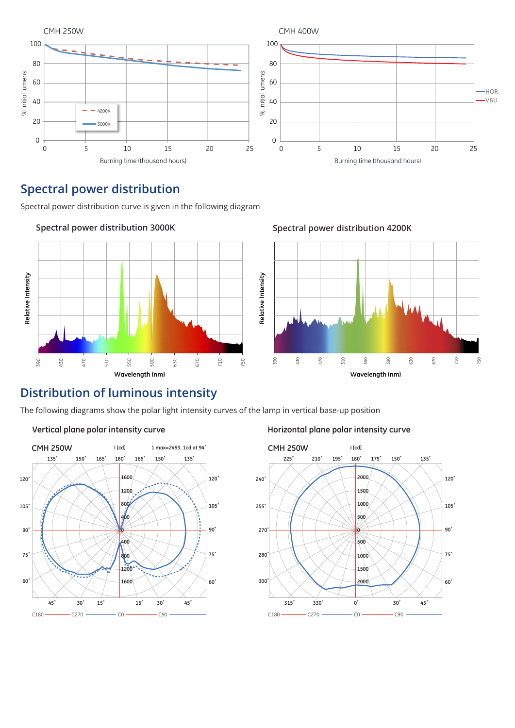CMH 250W

CMH 400W

## Spectral power distribution

Spectral power distribution curve is given in the following diagram

### Spectral power distribution 3000K

### Spectral power distribution 4200K

## Distribution of luminous intensity

The following diagrams show the polar light intensity curves of the lamp in vertical base-up position

### Vertical plane polar intensity curve

### Horizontal plane polar intensity curve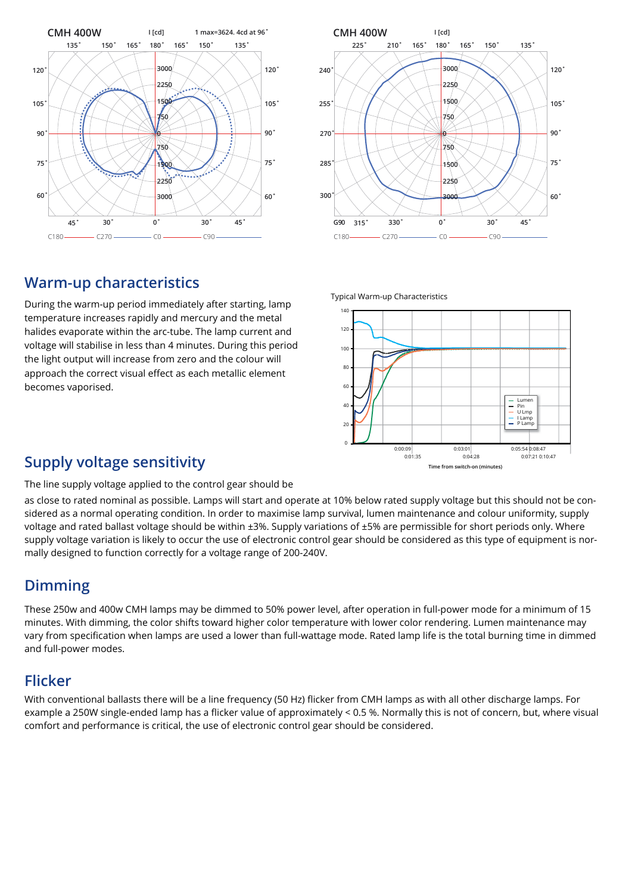## Warm-up characteristics

During the warm-up period immediately after starting, lamp temperature increases rapidly and mercury and the metal halides evaporate within the arc-tube. The lamp current and voltage will stabilise in less than 4 minutes. During this period the light output will increase from zero and the colour will approach the correct visual effect as each metallic element becomes vaporised.

## Supply voltage sensitivity

The line supply voltage applied to the control gear should be as close to rated nominal as possible. Lamps will start and operate at 10% below rated supply voltage but this should not be considered as a normal operating condition. In order to maximise lamp survival, lumen maintenance and colour uniformity, supply voltage and rated ballast voltage should be within ±3%. Supply variations of ±5% are permissible for short periods only. Where supply voltage variation is likely to occur the use of electronic control gear should be considered as this type of equipment is normally designed to function correctly for a voltage range of 200-240V.

## Dimming

These 250w and 400w CMH lamps may be dimmed to 50% power level, after operation in full-power mode for a minimum of 15 minutes. With dimming, the color shifts toward higher color temperature with lower color rendering. Lumen maintenance may vary from specification when lamps are used a lower than full-wattage mode. Rated lamp life is the total burning time in dimmed and full-power modes.

## Flicker

With conventional ballasts there will be a line frequency (50 Hz) flicker from CMH lamps as with all other discharge lamps. For example a 250W single-ended lamp has a flicker value of approximately < 0.5 %. Normally this is not of concern, but, where visual comfort and performance is critical, the use of electronic control gear should be considered.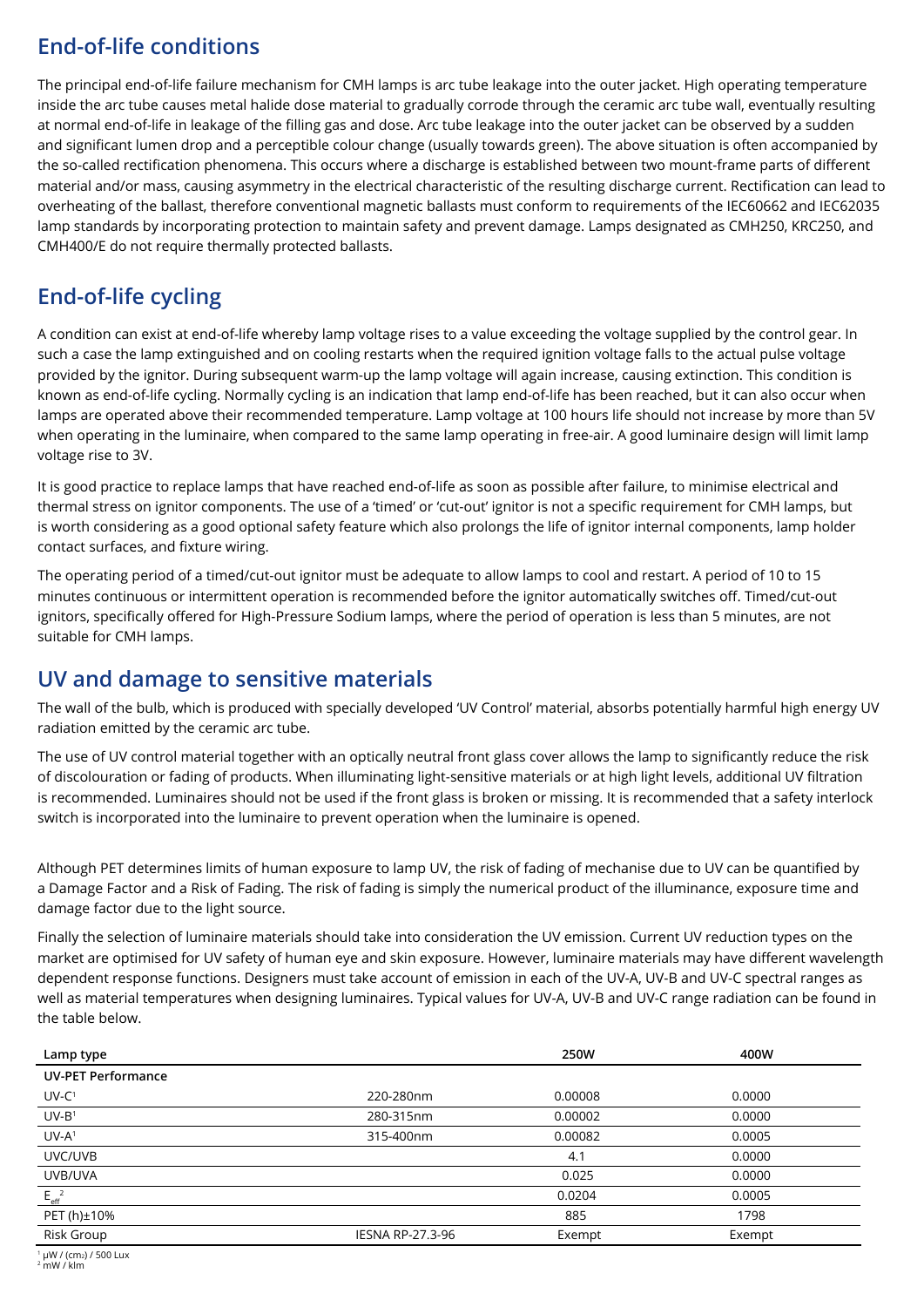## End-of-life conditions

The principal end-of-life failure mechanism for CMH lamps is arc tube leakage into the outer jacket. High operating temperature inside the arc tube causes metal halide dose material to gradually corrode through the ceramic arc tube wall, eventually resulting at normal end-of-life in leakage of the filling gas and dose. Arc tube leakage into the outer jacket can be observed by a sudden and significant lumen drop and a perceptible colour change (usually towards green). The above situation is often accompanied by the so-called rectification phenomena. This occurs where a discharge is established between two mount-frame parts of different material and/or mass, causing asymmetry in the electrical characteristic of the resulting discharge current. Rectification can lead to overheating of the ballast, therefore conventional magnetic ballasts must conform to requirements of the IEC60662 and IEC62035 lamp standards by incorporating protection to maintain safety and prevent damage. Lamps designated as CMH250, KRC250, and CMH400/E do not require thermally protected ballasts.

## End-of-life cycling

A condition can exist at end-of-life whereby lamp voltage rises to a value exceeding the voltage supplied by the control gear. In such a case the lamp extinguished and on cooling restarts when the required ignition voltage falls to the actual pulse voltage provided by the ignitor. During subsequent warm-up the lamp voltage will again increase, causing extinction. This condition is known as end-of-life cycling. Normally cycling is an indication that lamp end-of-life has been reached, but it can also occur when lamps are operated above their recommended temperature. Lamp voltage at 100 hours life should not increase by more than 5V when operating in the luminaire, when compared to the same lamp operating in free-air. A good luminaire design will limit lamp voltage rise to 3V.

It is good practice to replace lamps that have reached end-of-life as soon as possible after failure, to minimise electrical and thermal stress on ignitor components. The use of a 'timed' or 'cut-out' ignitor is not a specific requirement for CMH lamps, but is worth considering as a good optional safety feature which also prolongs the life of ignitor internal components, lamp holder contact surfaces, and fixture wiring.

The operating period of a timed/cut-out ignitor must be adequate to allow lamps to cool and restart. A period of 10 to 15 minutes continuous or intermittent operation is recommended before the ignitor automatically switches off. Timed/cut-out ignitors, specifically offered for High-Pressure Sodium lamps, where the period of operation is less than 5 minutes, are not suitable for CMH lamps.

## UV and damage to sensitive materials

The wall of the bulb, which is produced with specially developed 'UV Control' material, absorbs potentially harmful high energy UV radiation emitted by the ceramic arc tube.

The use of UV control material together with an optically neutral front glass cover allows the lamp to significantly reduce the risk of discolouration or fading of products. When illuminating light-sensitive materials or at high light levels, additional UV filtration is recommended. Luminaires should not be used if the front glass is broken or missing. It is recommended that a safety interlock switch is incorporated into the luminaire to prevent operation when the luminaire is opened.

Although PET determines limits of human exposure to lamp UV, the risk of fading of mechanise due to UV can be quantified by a Damage Factor and a Risk of Fading. The risk of fading is simply the numerical product of the illuminance, exposure time and damage factor due to the light source.

Finally the selection of luminaire materials should take into consideration the UV emission. Current UV reduction types on the market are optimised for UV safety of human eye and skin exposure. However, luminaire materials may have different wavelength dependent response functions. Designers must take account of emission in each of the UV-A, UV-B and UV-C spectral ranges as well as material temperatures when designing luminaires. Typical values for UV-A, UV-B and UV-C range radiation can be found in the table below.

| Lamp type | | 250W | 400W |
|---|---|---|---|
| **UV-PET Performance** | | | |
| UV-C[1] | 220-280nm | 0.00008 | 0.0000 |
| UV-B[1] | 280-315nm | 0.00002 | 0.0000 |
| UV-A[1] | 315-400nm | 0.00082 | 0.0005 |
| UVC/UVB | | 4.1 | 0.0000 |
| UVB/UVA | | 0.025 | 0.0000 |
| $E_{eff}$[2] | | 0.0204 | 0.0005 |
| PET (h)±10% | | 885 | 1798 |
| Risk Group | IESNA RP-27.3-96 | Exempt | Exempt |

[1] μW / (cm²) / 500 Lux
[2] mW / klm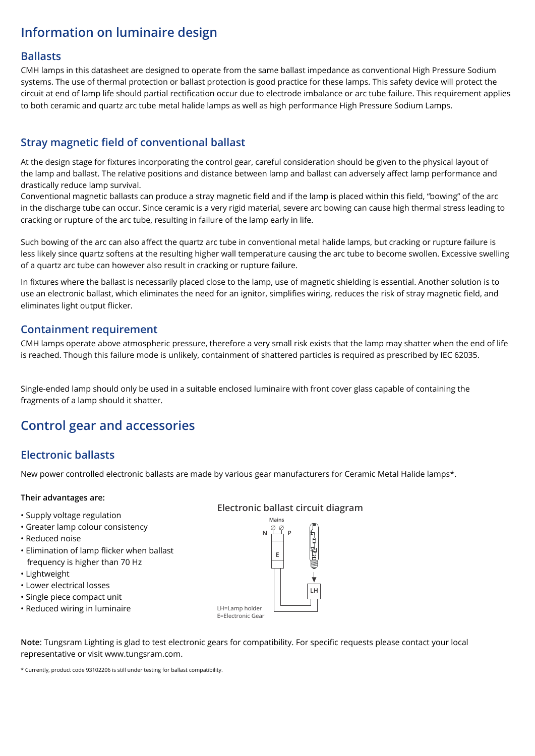# Information on luminaire design

## Ballasts

CMH lamps in this datasheet are designed to operate from the same ballast impedance as conventional High Pressure Sodium systems. The use of thermal protection or ballast protection is good practice for these lamps. This safety device will protect the circuit at end of lamp life should partial rectification occur due to electrode imbalance or arc tube failure. This requirement applies to both ceramic and quartz arc tube metal halide lamps as well as high performance High Pressure Sodium Lamps.

## Stray magnetic field of conventional ballast

At the design stage for fixtures incorporating the control gear, careful consideration should be given to the physical layout of the lamp and ballast. The relative positions and distance between lamp and ballast can adversely affect lamp performance and drastically reduce lamp survival.
Conventional magnetic ballasts can produce a stray magnetic field and if the lamp is placed within this field, "bowing" of the arc in the discharge tube can occur. Since ceramic is a very rigid material, severe arc bowing can cause high thermal stress leading to cracking or rupture of the arc tube, resulting in failure of the lamp early in life.

Such bowing of the arc can also affect the quartz arc tube in conventional metal halide lamps, but cracking or rupture failure is less likely since quartz softens at the resulting higher wall temperature causing the arc tube to become swollen. Excessive swelling of a quartz arc tube can however also result in cracking or rupture failure.

In fixtures where the ballast is necessarily placed close to the lamp, use of magnetic shielding is essential. Another solution is to use an electronic ballast, which eliminates the need for an ignitor, simplifies wiring, reduces the risk of stray magnetic field, and eliminates light output flicker.

## Containment requirement

CMH lamps operate above atmospheric pressure, therefore a very small risk exists that the lamp may shatter when the end of life is reached. Though this failure mode is unlikely, containment of shattered particles is required as prescribed by IEC 62035.

Single-ended lamp should only be used in a suitable enclosed luminaire with front cover glass capable of containing the fragments of a lamp should it shatter.

# Control gear and accessories

## Electronic ballasts

New power controlled electronic ballasts are made by various gear manufacturers for Ceramic Metal Halide lamps*.

**Their advantages are:**

- Supply voltage regulation
- Greater lamp colour consistency
- Reduced noise
- Elimination of lamp flicker when ballast frequency is higher than 70 Hz
- Lightweight
- Lower electrical losses
- Single piece compact unit
- Reduced wiring in luminaire

### Electronic ballast circuit diagram

Mains
N P
E
LH

LH=Lamp holder
E=Electronic Gear

**Note**: Tungsram Lighting is glad to test electronic gears for compatibility. For specific requests please contact your local representative or visit www.tungsram.com.

* Currently, product code 93102206 is still under testing for ballast compatibility.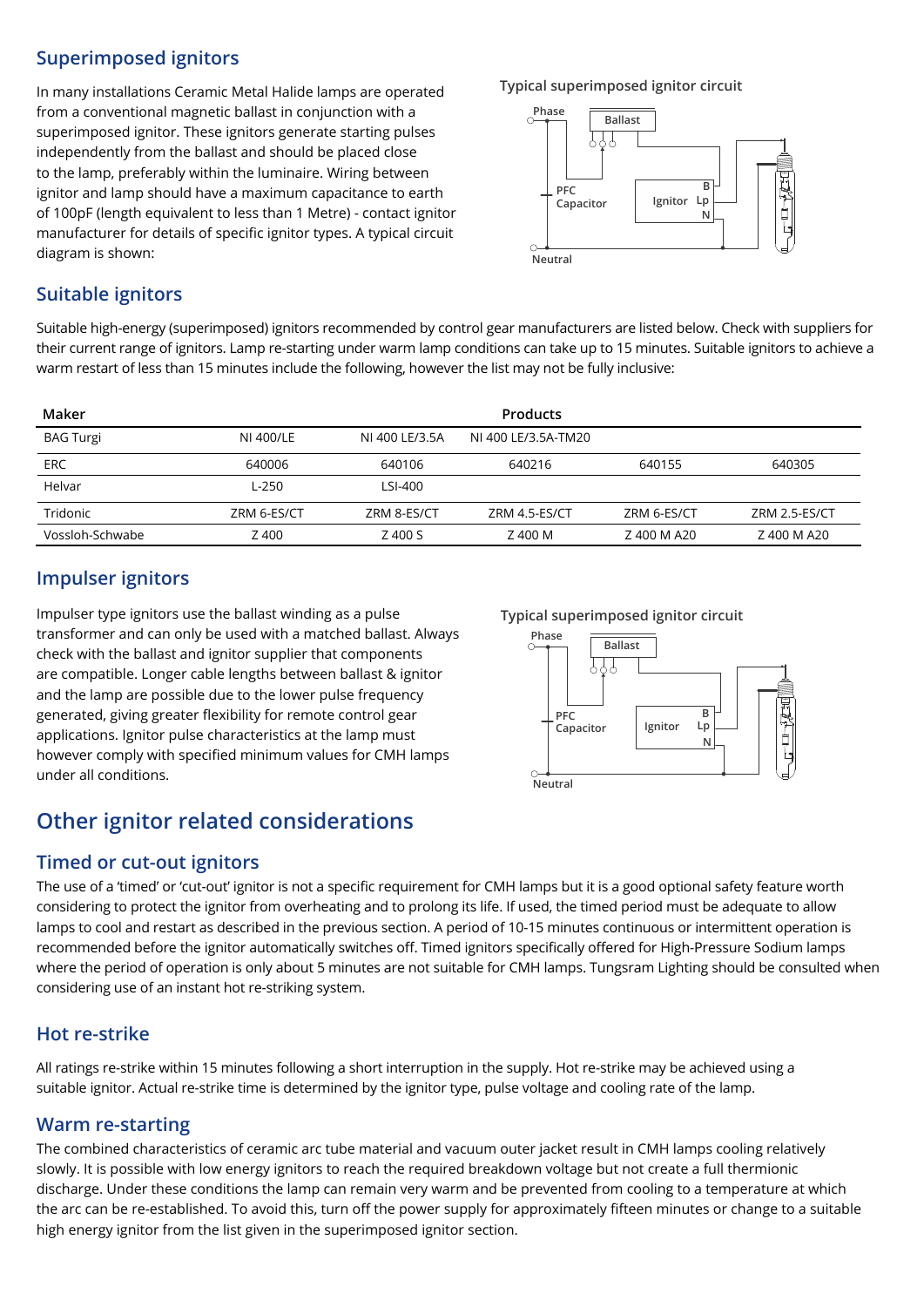## Superimposed ignitors

In many installations Ceramic Metal Halide lamps are operated from a conventional magnetic ballast in conjunction with a superimposed ignitor. These ignitors generate starting pulses independently from the ballast and should be placed close to the lamp, preferably within the luminaire. Wiring between ignitor and lamp should have a maximum capacitance to earth of 100pF (length equivalent to less than 1 Metre) - contact ignitor manufacturer for details of specific ignitor types. A typical circuit diagram is shown:

**Typical superimposed ignitor circuit**

Phase, Ballast, PFC Capacitor, Ignitor (B, Lp, N), Neutral

## Suitable ignitors

Suitable high-energy (superimposed) ignitors recommended by control gear manufacturers are listed below. Check with suppliers for their current range of ignitors. Lamp re-starting under warm lamp conditions can take up to 15 minutes. Suitable ignitors to achieve a warm restart of less than 15 minutes include the following, however the list may not be fully inclusive:

| Maker | Products | | | | |
|---|---|---|---|---|---|
| BAG Turgi | NI 400/LE | NI 400 LE/3.5A | NI 400 LE/3.5A-TM20 | | |
| ERC | 640006 | 640106 | 640216 | 640155 | 640305 |
| Helvar | L-250 | LSI-400 | | | |
| Tridonic | ZRM 6-ES/CT | ZRM 8-ES/CT | ZRM 4.5-ES/CT | ZRM 6-ES/CT | ZRM 2.5-ES/CT |
| Vossloh-Schwabe | Z 400 | Z 400 S | Z 400 M | Z 400 M A20 | Z 400 M A20 |

## Impulser ignitors

Impulser type ignitors use the ballast winding as a pulse transformer and can only be used with a matched ballast. Always check with the ballast and ignitor supplier that components are compatible. Longer cable lengths between ballast & ignitor and the lamp are possible due to the lower pulse frequency generated, giving greater flexibility for remote control gear applications. Ignitor pulse characteristics at the lamp must however comply with specified minimum values for CMH lamps under all conditions.

**Typical superimposed ignitor circuit**

Phase, Ballast, PFC Capacitor, Ignitor (B, Lp, N), Neutral

# Other ignitor related considerations

## Timed or cut-out ignitors

The use of a 'timed' or 'cut-out' ignitor is not a specific requirement for CMH lamps but it is a good optional safety feature worth considering to protect the ignitor from overheating and to prolong its life. If used, the timed period must be adequate to allow lamps to cool and restart as described in the previous section. A period of 10-15 minutes continuous or intermittent operation is recommended before the ignitor automatically switches off. Timed ignitors specifically offered for High-Pressure Sodium lamps where the period of operation is only about 5 minutes are not suitable for CMH lamps. Tungsram Lighting should be consulted when considering use of an instant hot re-striking system.

## Hot re-strike

All ratings re-strike within 15 minutes following a short interruption in the supply. Hot re-strike may be achieved using a suitable ignitor. Actual re-strike time is determined by the ignitor type, pulse voltage and cooling rate of the lamp.

## Warm re-starting

The combined characteristics of ceramic arc tube material and vacuum outer jacket result in CMH lamps cooling relatively slowly. It is possible with low energy ignitors to reach the required breakdown voltage but not create a full thermionic discharge. Under these conditions the lamp can remain very warm and be prevented from cooling to a temperature at which the arc can be re-established. To avoid this, turn off the power supply for approximately fifteen minutes or change to a suitable high energy ignitor from the list given in the superimposed ignitor section.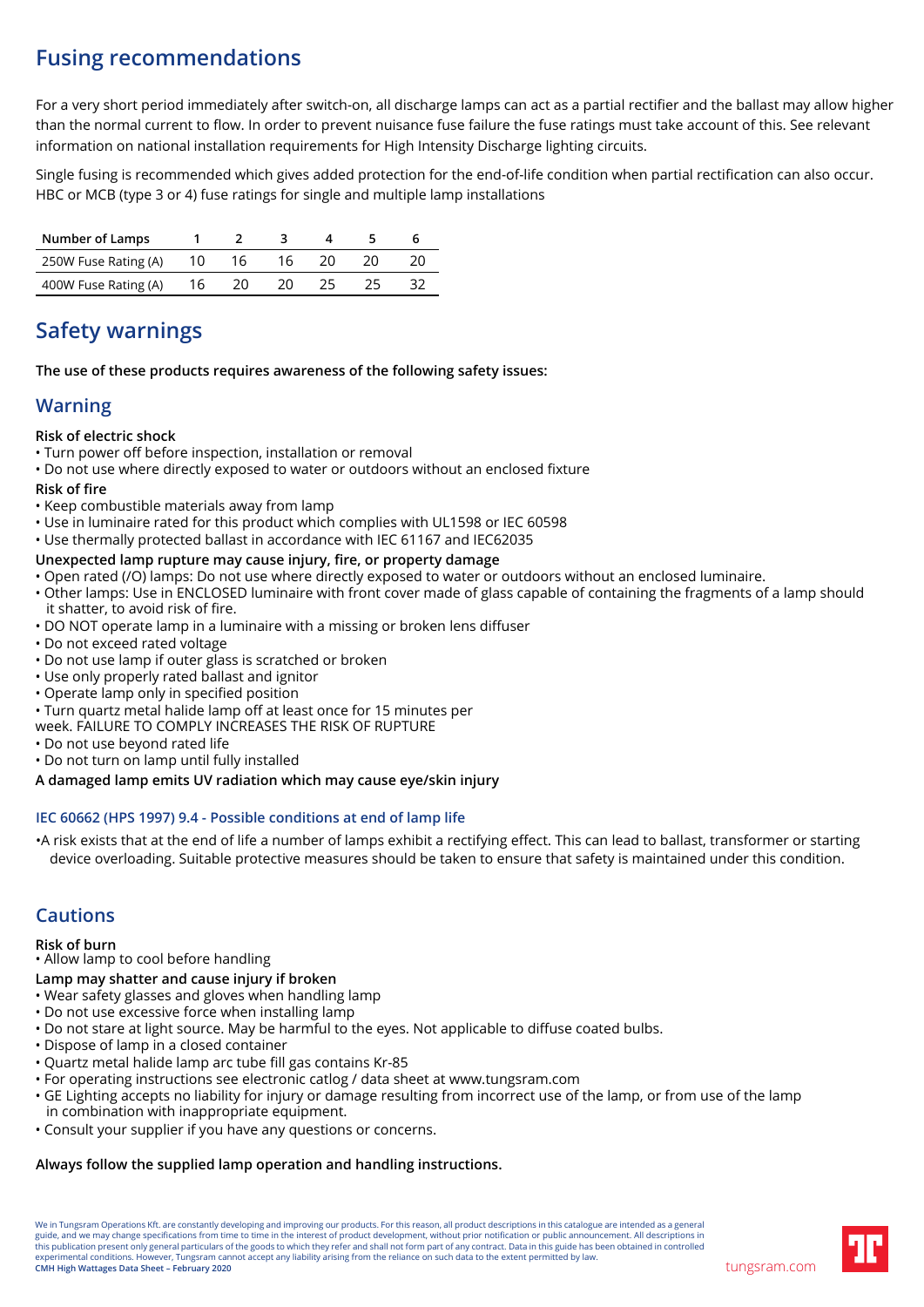## Fusing recommendations

For a very short period immediately after switch-on, all discharge lamps can act as a partial rectifier and the ballast may allow higher than the normal current to flow. In order to prevent nuisance fuse failure the fuse ratings must take account of this. See relevant information on national installation requirements for High Intensity Discharge lighting circuits.

Single fusing is recommended which gives added protection for the end-of-life condition when partial rectification can also occur. HBC or MCB (type 3 or 4) fuse ratings for single and multiple lamp installations

| Number of Lamps | 1 | 2 | 3 | 4 | 5 | 6 |
|---|---|---|---|---|---|---|
| 250W Fuse Rating (A) | 10 | 16 | 16 | 20 | 20 | 20 |
| 400W Fuse Rating (A) | 16 | 20 | 20 | 25 | 25 | 32 |

## Safety warnings

**The use of these products requires awareness of the following safety issues:**

### Warning

**Risk of electric shock**

- Turn power off before inspection, installation or removal
- Do not use where directly exposed to water or outdoors without an enclosed fixture

**Risk of fire**

- Keep combustible materials away from lamp
- Use in luminaire rated for this product which complies with UL1598 or IEC 60598
- Use thermally protected ballast in accordance with IEC 61167 and IEC62035

**Unexpected lamp rupture may cause injury, fire, or property damage**

- Open rated (/O) lamps: Do not use where directly exposed to water or outdoors without an enclosed luminaire.
- Other lamps: Use in ENCLOSED luminaire with front cover made of glass capable of containing the fragments of a lamp should it shatter, to avoid risk of fire.
- DO NOT operate lamp in a luminaire with a missing or broken lens diffuser
- Do not exceed rated voltage
- Do not use lamp if outer glass is scratched or broken
- Use only properly rated ballast and ignitor
- Operate lamp only in specified position
- Turn quartz metal halide lamp off at least once for 15 minutes per week. FAILURE TO COMPLY INCREASES THE RISK OF RUPTURE
- Do not use beyond rated life
- Do not turn on lamp until fully installed

**A damaged lamp emits UV radiation which may cause eye/skin injury**

#### IEC 60662 (HPS 1997) 9.4 - Possible conditions at end of lamp life

- A risk exists that at the end of life a number of lamps exhibit a rectifying effect. This can lead to ballast, transformer or starting device overloading. Suitable protective measures should be taken to ensure that safety is maintained under this condition.

### Cautions

**Risk of burn**

- Allow lamp to cool before handling

**Lamp may shatter and cause injury if broken**

- Wear safety glasses and gloves when handling lamp
- Do not use excessive force when installing lamp
- Do not stare at light source. May be harmful to the eyes. Not applicable to diffuse coated bulbs.
- Dispose of lamp in a closed container
- Quartz metal halide lamp arc tube fill gas contains Kr-85
- For operating instructions see electronic catlog / data sheet at www.tungsram.com
- GE Lighting accepts no liability for injury or damage resulting from incorrect use of the lamp, or from use of the lamp in combination with inappropriate equipment.
- Consult your supplier if you have any questions or concerns.

**Always follow the supplied lamp operation and handling instructions.**

We in Tungsram Operations Kft. are constantly developing and improving our products. For this reason, all product descriptions in this catalogue are intended as a general guide, and we may change specifications from time to time in the interest of product development, without prior notification or public announcement. All descriptions in this publication present only general particulars of the goods to which they refer and shall not form part of any contract. Data in this guide has been obtained in controlled experimental conditions. However, Tungsram cannot accept any liability arising from the reliance on such data to the extent permitted by law.

**CMH High Wattages Data Sheet – February 2020**

tungsram.com